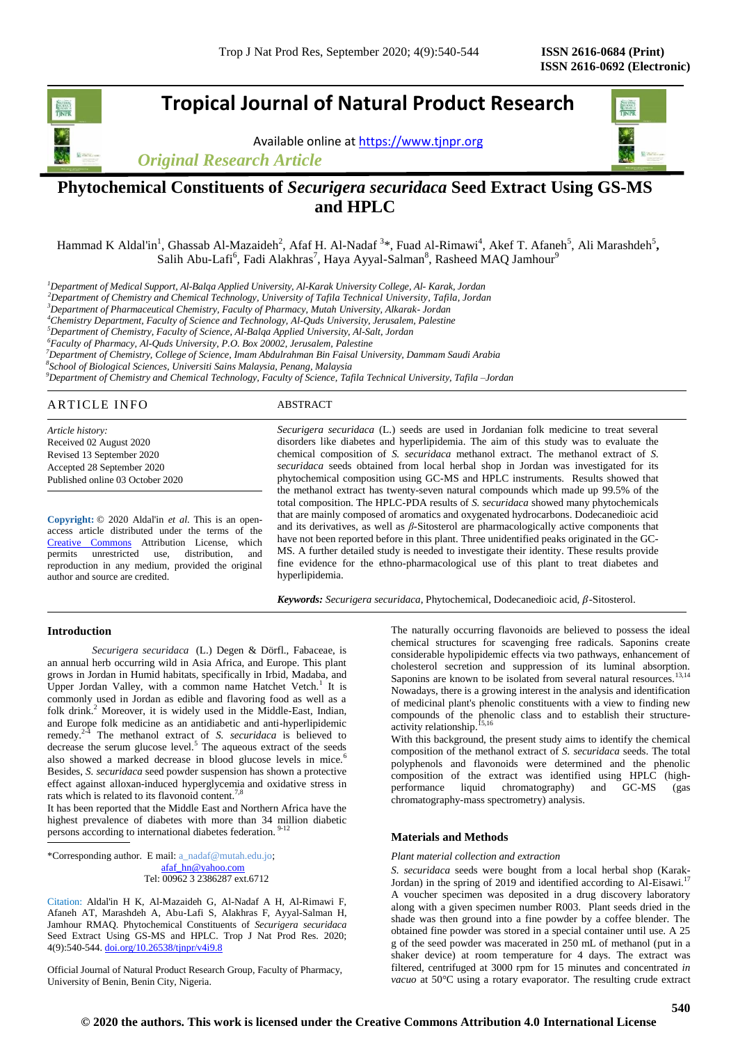Tropical Journal of Natural Product Research

Available online at https://www.tjnpr.org

*Original Research Article*

# Phytochemical Constituents of *Securigera securidaca* Seed Extract Using GS-MS and HPLC

Hammad K Aldal'in[1], Ghassab Al-Mazaideh[2], Afaf H. Al-Nadaf [3]*, Fuad Al-Rimawi[4], Akef T. Afaneh[5], Ali Marashdeh[5], Salih Abu-Lafi[6], Fadi Alakhras[7], Haya Ayyal-Salman[8], Rasheed MAQ Jamhour[9]

[1]*Department of Medical Support, Al-Balqa Applied University, Al-Karak University College, Al- Karak, Jordan*
[2]*Department of Chemistry and Chemical Technology, University of Tafila Technical University, Tafila, Jordan*
[3]*Department of Pharmaceutical Chemistry, Faculty of Pharmacy, Mutah University, Alkarak- Jordan*
[4]*Chemistry Department, Faculty of Science and Technology, Al-Quds University, Jerusalem, Palestine*
[5]*Department of Chemistry, Faculty of Science, Al-Balqa Applied University, Al-Salt, Jordan*
[6]*Faculty of Pharmacy, Al-Quds University, P.O. Box 20002, Jerusalem, Palestine*
[7]*Department of Chemistry, College of Science, Imam Abdulrahman Bin Faisal University, Dammam Saudi Arabia*
[8]*School of Biological Sciences, Universiti Sains Malaysia, Penang, Malaysia*
[9]*Department of Chemistry and Chemical Technology, Faculty of Science, Tafila Technical University, Tafila –Jordan*

## ARTICLE INFO

*Article history:*
Received 02 August 2020
Revised 13 September 2020
Accepted 28 September 2020
Published online 03 October 2020

**Copyright:** © 2020 Aldal'in *et al.* This is an open-access article distributed under the terms of the Creative Commons Attribution License, which permits unrestricted use, distribution, and reproduction in any medium, provided the original author and source are credited.

## ABSTRACT

*Securigera securidaca* (L.) seeds are used in Jordanian folk medicine to treat several disorders like diabetes and hyperlipidemia. The aim of this study was to evaluate the chemical composition of *S. securidaca* methanol extract. The methanol extract of *S. securidaca* seeds obtained from local herbal shop in Jordan was investigated for its phytochemical composition using GC-MS and HPLC instruments. Results showed that the methanol extract has twenty-seven natural compounds which made up by 99.5% of the total composition. The HPLC-PDA results of *S. securidaca* showed many phytochemicals that are mainly composed of aromatics and oxygenated hydrocarbons. Dodecanedioic acid and its derivatives, as well as $\beta$-Sitosterol are pharmacologically active components that have not been reported before in this plant. Three unidentified peaks originated in the GC-MS. A further detailed study is needed to investigate their identity. These results provide fine evidence for the ethno-pharmacological use of this plant to treat diabetes and hyperlipidemia.

***Keywords:*** *Securigera securidaca*, Phytochemical, Dodecanedioic acid, $\beta$-Sitosterol.

## Introduction

*Securigera securidaca* (L.) Degen & Dörfl., Fabaceae, is an annual herb occurring wild in Asia Africa, and Europe. This plant grows in Jordan in Humid habitats, specifically in Irbid, Madaba, and Upper Jordan Valley, with a common name Hatchet Vetch.[1] It is commonly used in Jordan as edible and flavoring food as well as a folk drink.[2] Moreover, it is widely used in the Middle-East, Indian, and Europe folk medicine as an antidiabetic and anti-hyperlipidemic remedy.[2-4] The methanol extract of *S. securidaca* is believed to decrease the serum glucose level.[5] The aqueous extract of the seeds also showed a marked decrease in blood glucose levels in mice.[6] Besides, *S. securidaca* seed powder suspension has shown a protective effect against alloxan-induced hyperglycemia and oxidative stress in rats which is related to its flavonoid content.[7,8]

It has been reported that the Middle East and Northern Africa have the highest prevalence of diabetes with more than 34 million diabetic persons according to international diabetes federation.[9-12]

The naturally occurring flavonoids are believed to possess the ideal chemical structures for scavenging free radicals. Saponins create considerable hypolipidemic effects via two pathways, enhancement of cholesterol secretion and suppression of its luminal absorption. Saponins are known to be isolated from several natural resources.[13,14] Nowadays, there is a growing interest in the analysis and identification of medicinal plant's phenolic constituents with a view to finding new compounds of the phenolic class and to establish their structure-activity relationship.[15,16]

With this background, the present study aims to identify the chemical composition of the methanol extract of *S. securidaca* seeds. The total polyphenols and flavonoids were determined and the phenolic composition of the extract was identified using HPLC (high-performance liquid chromatography) and GC-MS (gas chromatography-mass spectrometry) analysis.

## Materials and Methods

*Plant material collection and extraction*

*S. securidaca* seeds were bought from a local herbal shop (Karak-Jordan) in the spring of 2019 and identified according to Al-Eisawi.[17] A voucher specimen was deposited in a drug discovery laboratory along with a given specimen number R003. Plant seeds dried in the shade was then ground into a fine powder by a coffee blender. The obtained fine powder was stored in a special container until use. A 25 g of the seed powder was macerated in 250 mL of methanol (put in a shaker device) at room temperature for 4 days. The extract was filtered, centrifuged at 3000 rpm for 15 minutes and concentrated *in vacuo* at 50°C using a rotary evaporator. The resulting crude extract

---

*Corresponding author. E mail: a_nadaf@mutah.edu.jo; afaf_hn@yahoo.com
Tel: 00962 3 2386287 ext.6712

Citation: Aldal'in H K, Al-Mazaideh G, Al-Nadaf A H, Al-Rimawi F, Afaneh AT, Marashdeh A, Abu-Lafi S, Alakhras F, Ayyal-Salman H, Jamhour RMAQ. Phytochemical Constituents of *Securigera securidaca* Seed Extract Using GS-MS and HPLC. Trop J Nat Prod Res. 2020; 4(9):540-544. doi.org/10.26538/tjnpr/v4i9.8

Official Journal of Natural Product Research Group, Faculty of Pharmacy, University of Benin, Benin City, Nigeria.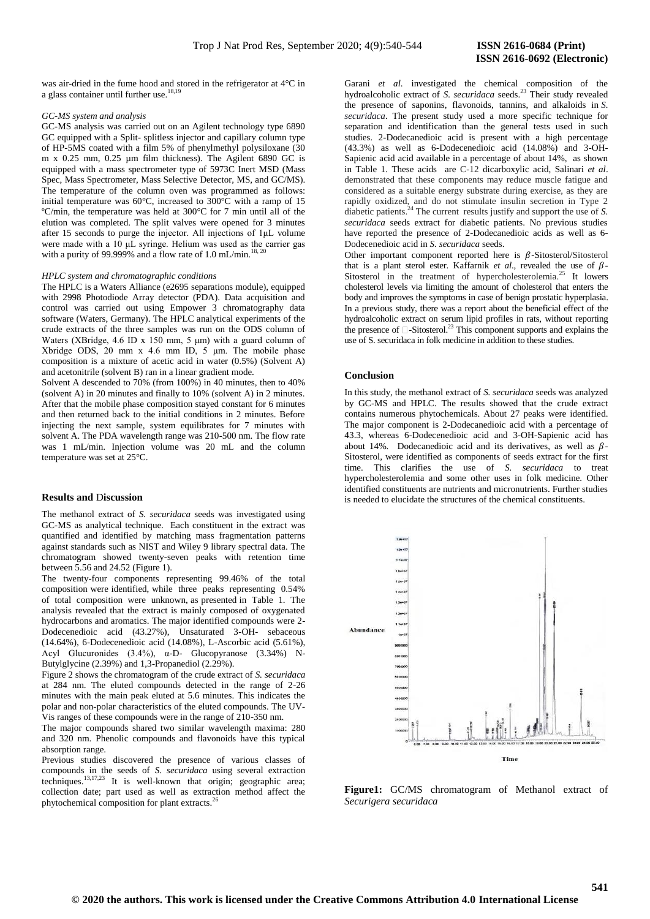was air-dried in the fume hood and stored in the refrigerator at 4°C in a glass container until further use.[18,19]

*GC-MS system and analysis*

GC-MS analysis was carried out on an Agilent technology type 6890 GC equipped with a Split- splitless injector and capillary column type of HP-5MS coated with a film 5% of phenylmethyl polysiloxane (30 m x 0.25 mm, 0.25 µm film thickness). The Agilent 6890 GC is equipped with a mass spectrometer type of 5973C Inert MSD (Mass Spec, Mass Spectrometer, Mass Selective Detector, MS, and GC/MS). The temperature of the column oven was programmed as follows: initial temperature was 60°C, increased to 300°C with a ramp of 15 ºC/min, the temperature was held at 300°C for 7 min until all of the elution was completed. The split valves were opened for 3 minutes after 15 seconds to purge the injector. All injections of 1µL volume were made with a 10 µL syringe. Helium was used as the carrier gas with a purity of 99.999% and a flow rate of 1.0 mL/min.[18, 20]

*HPLC system and chromatographic conditions*

The HPLC is a Waters Alliance (e2695 separations module), equipped with 2998 Photodiode Array detector (PDA). Data acquisition and control was carried out using Empower 3 chromatography data software (Waters, Germany). The HPLC analytical experiments of the crude extracts of the three samples was run on the ODS column of Waters (XBridge, 4.6 ID x 150 mm, 5 µm) with a guard column of Xbridge ODS, 20 mm x 4.6 mm ID, 5 µm. The mobile phase composition is a mixture of acetic acid in water (0.5%) (Solvent A) and acetonitrile (solvent B) ran in a linear gradient mode.

Solvent A descended to 70% (from 100%) in 40 minutes, then to 40% (solvent A) in 20 minutes and finally to 10% (solvent A) in 2 minutes. After that the mobile phase composition stayed constant for 6 minutes and then returned back to the initial conditions in 2 minutes. Before injecting the next sample, system equilibrates for 7 minutes with solvent A. The PDA wavelength range was 210-500 nm. The flow rate was 1 mL/min. Injection volume was 20 mL and the column temperature was set at 25°C.

## Results and Discussion

The methanol extract of *S. securidaca* seeds was investigated using GC-MS as analytical technique. Each constituent in the extract was quantified and identified by matching mass fragmentation patterns against standards such as NIST and Wiley 9 library spectral data. The chromatogram showed twenty-seven peaks with retention time between 5.56 and 24.52 (Figure 1).

The twenty-four components representing 99.46% of the total composition were identified, while three peaks representing 0.54% of total composition were unknown, as presented in Table 1. The analysis revealed that the extract is mainly composed of oxygenated hydrocarbons and aromatics. The major identified compounds were 2-Dodecenedioic acid (43.27%), Unsaturated 3-OH- sebaceous (14.64%), 6-Dodecenedioic acid (14.08%), L-Ascorbic acid (5.61%), Acyl Glucuronides (3.4%), α-D- Glucopyranose (3.34%) N-Butylglycine (2.39%) and 1,3-Propanediol (2.29%).

Figure 2 shows the chromatogram of the crude extract of *S. securidaca* at 284 nm. The eluted compounds detected in the range of 2-26 minutes with the main peak eluted at 5.6 minutes. This indicates the polar and non-polar characteristics of the eluted compounds. The UV-Vis ranges of these compounds were in the range of 210-350 nm.

The major compounds shared two similar wavelength maxima: 280 and 320 nm. Phenolic compounds and flavonoids have this typical absorption range.

Previous studies discovered the presence of various classes of compounds in the seeds of *S. securidaca* using several extraction techniques.[13,17,23] It is well-known that origin; geographic area; collection date; part used as well as extraction method affect the phytochemical composition for plant extracts.[26]

Garani *et al.* investigated the chemical composition of the hydroalcoholic extract of *S. securidaca* seeds.[23] Their study revealed the presence of saponins, flavonoids, tannins, and alkaloids in *S. securidaca*. The present study used a more specific technique for separation and identification than the general tests used in such studies. 2-Dodecanedioic acid is present with a high percentage (43.3%) as well as 6-Dodecenedioic acid (14.08%) and 3-OH-Sapienic acid available in a percentage of about 14%, as shown in Table 1. These acids are C-12 dicarboxylic acid, Salinari *et al*. demonstrated that these components may reduce muscle fatigue and considered as a suitable energy substrate during exercise, as they are rapidly oxidized, and do not stimulate insulin secretion in Type 2 diabetic patients.[24] The current results justify and support the use of *S. securidaca* seeds extract for diabetic patients. No previous studies have reported the presence of 2-Dodecanedioic acids as well as 6-Dodecenedioic acid in *S. securidaca* seeds.

Other important component reported here is $\beta$-Sitosterol/Sitosterol that is a plant sterol ester. Kaffarnik *et al*., revealed the use of $\beta$-Sitosterol in the treatment of hypercholesterolemia.[25] It lowers cholesterol levels via limiting the amount of cholesterol that enters the body and improves the symptoms in case of benign prostatic hyperplasia. In a previous study, there was a report about the beneficial effect of the hydroalcoholic extract on serum lipid profiles in rats, without reporting the presence of $\beta$-Sitosterol.[23] This component supports and explains the use of S. securidaca in folk medicine in addition to these studies.

## Conclusion

In this study, the methanol extract of *S. securidaca* seeds was analyzed by GC-MS and HPLC. The results showed that the crude extract contains numerous phytochemicals. About 27 peaks were identified. The major component is 2-Dodecanedioic acid with a percentage of 43.3, whereas 6-Dodecenedioic acid and 3-OH-Sapienic acid has about 14%. Dodecanedioic acid and its derivatives, as well as $\beta$-Sitosterol, were identified as components of seeds extract for the first time. This clarifies the use of *S. securidaca* to treat hypercholesterolemia and some other uses in folk medicine. Other identified constituents are nutrients and micronutrients. Further studies is needed to elucidate the structures of the chemical constituents.

**Figure1:** GC/MS chromatogram of Methanol extract of *Securigera securidaca*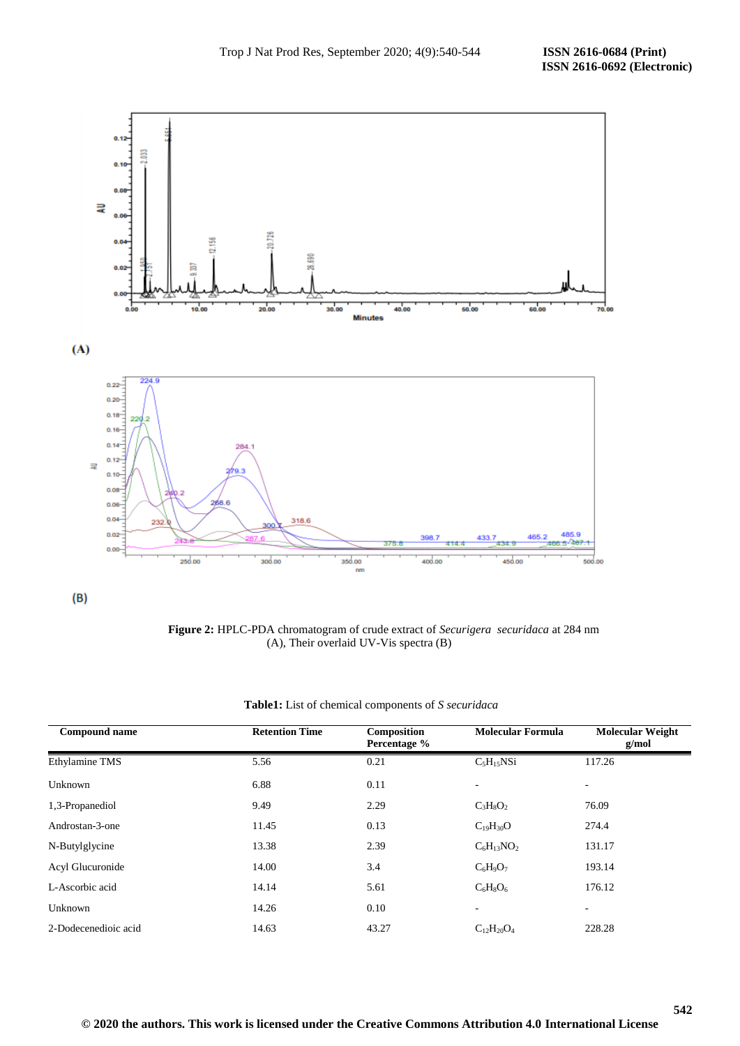(A)

(B)

**Figure 2:** HPLC-PDA chromatogram of crude extract of *Securigera securidaca* at 284 nm (A), Their overlaid UV-Vis spectra (B)

**Table1:** List of chemical components of *S securidaca*

| Compound name | Retention Time | Composition Percentage % | Molecular Formula | Molecular Weight g/mol |
|---|---|---|---|---|
| Ethylamine TMS | 5.56 | 0.21 | $C_5H_{15}NSi$ | 117.26 |
| Unknown | 6.88 | 0.11 | - | - |
| 1,3-Propanediol | 9.49 | 2.29 | $C_3H_8O_2$ | 76.09 |
| Androstan-3-one | 11.45 | 0.13 | $C_{19}H_{30}O$ | 274.4 |
| N-Butylglycine | 13.38 | 2.39 | $C_6H_{13}NO_2$ | 131.17 |
| Acyl Glucuronide | 14.00 | 3.4 | $C_6H_9O_7$ | 193.14 |
| L-Ascorbic acid | 14.14 | 5.61 | $C_6H_8O_6$ | 176.12 |
| Unknown | 14.26 | 0.10 | - | - |
| 2-Dodecenedioic acid | 14.63 | 43.27 | $C_{12}H_{20}O_4$ | 228.28 |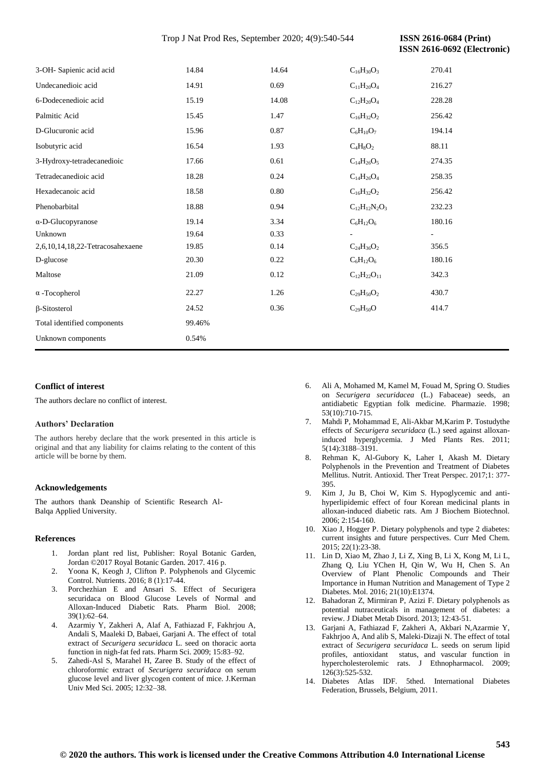| | | | | |
|---|---|---|---|---|
| 3-OH- Sapienic acid acid | 14.84 | 14.64 | $C_{16}H_{30}O_3$ | 270.41 |
| Undecanedioic acid | 14.91 | 0.69 | $C_{11}H_{20}O_4$ | 216.27 |
| 6-Dodecenedioic acid | 15.19 | 14.08 | $C_{12}H_{20}O_4$ | 228.28 |
| Palmitic Acid | 15.45 | 1.47 | $C_{16}H_{32}O_2$ | 256.42 |
| D-Glucuronic acid | 15.96 | 0.87 | $C_6H_{10}O_7$ | 194.14 |
| Isobutyric acid | 16.54 | 1.93 | $C_4H_8O_2$ | 88.11 |
| 3-Hydroxy-tetradecanedioic | 17.66 | 0.61 | $C_{14}H_{26}O_5$ | 274.35 |
| Tetradecanedioic acid | 18.28 | 0.24 | $C_{14}H_{26}O_4$ | 258.35 |
| Hexadecanoic acid | 18.58 | 0.80 | $C_{16}H_{32}O_2$ | 256.42 |
| Phenobarbital | 18.88 | 0.94 | $C_{12}H_{12}N_2O_3$ | 232.23 |
| α-D-Glucopyranose | 19.14 | 3.34 | $C_6H_{12}O_6$ | 180.16 |
| Unknown | 19.64 | 0.33 | - | - |
| 2,6,10,14,18,22-Tetracosahexaene | 19.85 | 0.14 | $C_{24}H_{36}O_2$ | 356.5 |
| D-glucose | 20.30 | 0.22 | $C_6H_{12}O_6$ | 180.16 |
| Maltose | 21.09 | 0.12 | $C_{12}H_{22}O_{11}$ | 342.3 |
| α -Tocopherol | 22.27 | 1.26 | $C_{29}H_{50}O_2$ | 430.7 |
| β-Sitosterol | 24.52 | 0.36 | $C_{29}H_{50}O$ | 414.7 |
| Total identified components | 99.46% | | | |
| Unknown components | 0.54% | | | |

### Conflict of interest

The authors declare no conflict of interest.

### Authors' Declaration

The authors hereby declare that the work presented in this article is original and that any liability for claims relating to the content of this article will be borne by them.

### Acknowledgements

The authors thank Deanship of Scientific Research Al-Balqa Applied University.

### References

1. Jordan plant red list, Publisher: Royal Botanic Garden, Jordan ©2017 Royal Botanic Garden. 2017. 416 p.
2. Yoona K, Keogh J, Clifton P. Polyphenols and Glycemic Control. Nutrients. 2016; 8 (1):17-44.
3. Porchezhian E and Ansari S. Effect of Securigera securidaca on Blood Glucose Levels of Normal and Alloxan-Induced Diabetic Rats. Pharm Biol. 2008; 39(1):62–64.
4. Azarmiy Y, Zakheri A, Alaf A, Fathiazad F, Fakhrjou A, Andali S, Maaleki D, Babaei, Garjani A. The effect of total extract of *Securigera securidaca* L. seed on thoracic aorta function in nigh-fat fed rats. Pharm Sci. 2009; 15:83–92.
5. Zahedi-Asl S, Marahel H, Zaree B. Study of the effect of chloroformic extract of *Securigera securidaca* on serum glucose level and liver glycogen content of mice. J.Kerman Univ Med Sci. 2005; 12:32–38.
6. Ali A, Mohamed M, Kamel M, Fouad M, Spring O. Studies on *Securigera securidacea* (L.) Fabaceae) seeds, an antidiabetic Egyptian folk medicine. Pharmazie. 1998; 53(10):710-715.
7. Mahdi P, Mohammad E, Ali-Akbar M,Karim P. Tostudythe effects of *Securigera securidaca* (L.) seed against alloxan-induced hyperglycemia. J Med Plants Res. 2011; 5(14):3188–3191.
8. Rehman K, Al-Gubory K, Laher I, Akash M. Dietary Polyphenols in the Prevention and Treatment of Diabetes Mellitus. Nutrit. Antioxid. Ther Treat Perspec. 2017;1: 377-395.
9. Kim J, Ju B, Choi W, Kim S. Hypoglycemic and anti-hyperlipidemic effect of four Korean medicinal plants in alloxan-induced diabetic rats. Am J Biochem Biotechnol. 2006; 2:154-160.
10. Xiao J, Hogger P. Dietary polyphenols and type 2 diabetes: current insights and future perspectives. Curr Med Chem. 2015; 22(1):23-38.
11. Lin D, Xiao M, Zhao J, Li Z, Xing B, Li X, Kong M, Li L, Zhang Q, Liu YChen H, Qin W, Wu H, Chen S. An Overview of Plant Phenolic Compounds and Their Importance in Human Nutrition and Management of Type 2 Diabetes. Mol. 2016; 21(10):E1374.
12. Bahadoran Z, Mirmiran P, Azizi F. Dietary polyphenols as potential nutraceuticals in management of diabetes: a review. J Diabet Metab Disord. 2013; 12:43-51.
13. Garjani A, Fathiazad F, Zakheri A, Akbari N,Azarmie Y, Fakhrjoo A, And alib S, Maleki-Dizaji N. The effect of total extract of *Securigera securidaca* L. seeds on serum lipid profiles, antioxidant status, and vascular function in hypercholesterolemic rats. J Ethnopharmacol. 2009; 126(3):525-532.
14. Diabetes Atlas IDF. 5thed. International Diabetes Federation, Brussels, Belgium, 2011.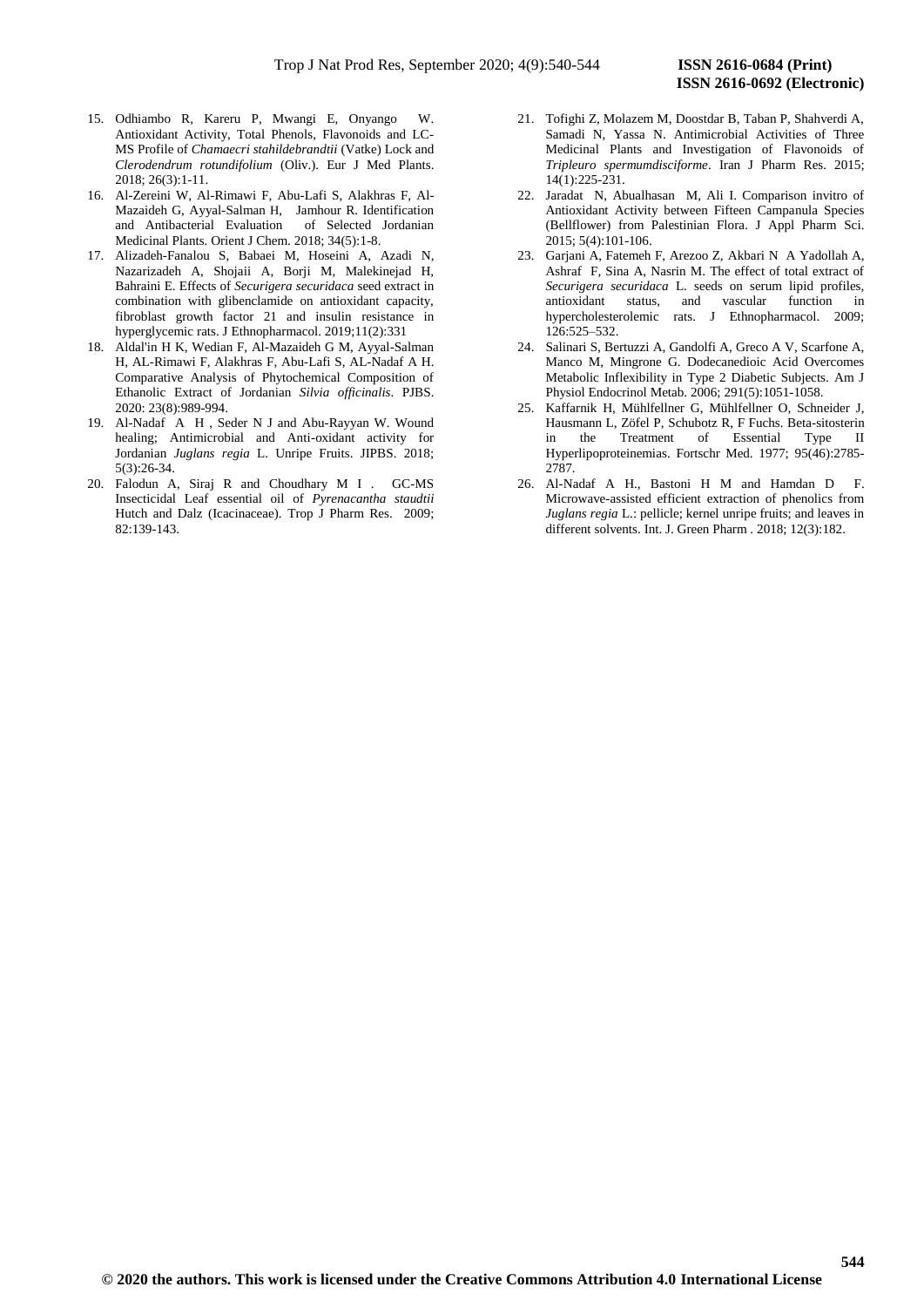15. Odhiambo R, Kareru P, Mwangi E, Onyango W. Antioxidant Activity, Total Phenols, Flavonoids and LC-MS Profile of *Chamaecri stahildebrandtii* (Vatke) Lock and *Clerodendrum rotundifolium* (Oliv.). Eur J Med Plants. 2018; 26(3):1-11.
16. Al-Zereini W, Al-Rimawi F, Abu-Lafi S, Alakhras F, Al-Mazaideh G, Ayyal-Salman H, Jamhour R. Identification and Antibacterial Evaluation of Selected Jordanian Medicinal Plants. Orient J Chem. 2018; 34(5):1-8.
17. Alizadeh-Fanalou S, Babaei M, Hoseini A, Azadi N, Nazarizadeh A, Shojaii A, Borji M, Malekinejad H, Bahraini E. Effects of *Securigera securidaca* seed extract in combination with glibenclamide on antioxidant capacity, fibroblast growth factor 21 and insulin resistance in hyperglycemic rats. J Ethnopharmacol. 2019;11(2):331
18. Aldal'in H K, Wedian F, Al-Mazaideh G M, Ayyal-Salman H, AL-Rimawi F, Alakhras F, Abu-Lafi S, AL-Nadaf A H. Comparative Analysis of Phytochemical Composition of Ethanolic Extract of Jordanian *Silvia officinalis*. PJBS. 2020: 23(8):989-994.
19. Al-Nadaf A H , Seder N J and Abu-Rayyan W. Wound healing; Antimicrobial and Anti-oxidant activity for Jordanian *Juglans regia* L. Unripe Fruits. JIPBS. 2018; 5(3):26-34.
20. Falodun A, Siraj R and Choudhary M I . GC-MS Insecticidal Leaf essential oil of *Pyrenacantha staudtii* Hutch and Dalz (Icacinaceae). Trop J Pharm Res. 2009; 82:139-143.
21. Tofighi Z, Molazem M, Doostdar B, Taban P, Shahverdi A, Samadi N, Yassa N. Antimicrobial Activities of Three Medicinal Plants and Investigation of Flavonoids of *Tripleuro spermumdisciforme*. Iran J Pharm Res. 2015; 14(1):225-231.
22. Jaradat N, Abualhasan M, Ali I. Comparison invitro of Antioxidant Activity between Fifteen Campanula Species (Bellflower) from Palestinian Flora. J Appl Pharm Sci. 2015; 5(4):101-106.
23. Garjani A, Fatemeh F, Arezoo Z, Akbari N A Yadollah A, Ashraf F, Sina A, Nasrin M. The effect of total extract of *Securigera securidaca* L. seeds on serum lipid profiles, antioxidant status, and vascular function in hypercholesterolemic rats. J Ethnopharmacol. 2009; 126:525–532.
24. Salinari S, Bertuzzi A, Gandolfi A, Greco A V, Scarfone A, Manco M, Mingrone G. Dodecanedioic Acid Overcomes Metabolic Inflexibility in Type 2 Diabetic Subjects. Am J Physiol Endocrinol Metab. 2006; 291(5):1051-1058.
25. Kaffarnik H, Mühlfellner G, Mühlfellner O, Schneider J, Hausmann L, Zöfel P, Schubotz R, F Fuchs. Beta-sitosterin in the Treatment of Essential Type II Hyperlipoproteinemias. Fortschr Med. 1977; 95(46):2785-2787.
26. Al-Nadaf A H., Bastoni H M and Hamdan D F. Microwave-assisted efficient extraction of phenolics from *Juglans regia* L.: pellicle; kernel unripe fruits; and leaves in different solvents. Int. J. Green Pharm . 2018; 12(3):182.